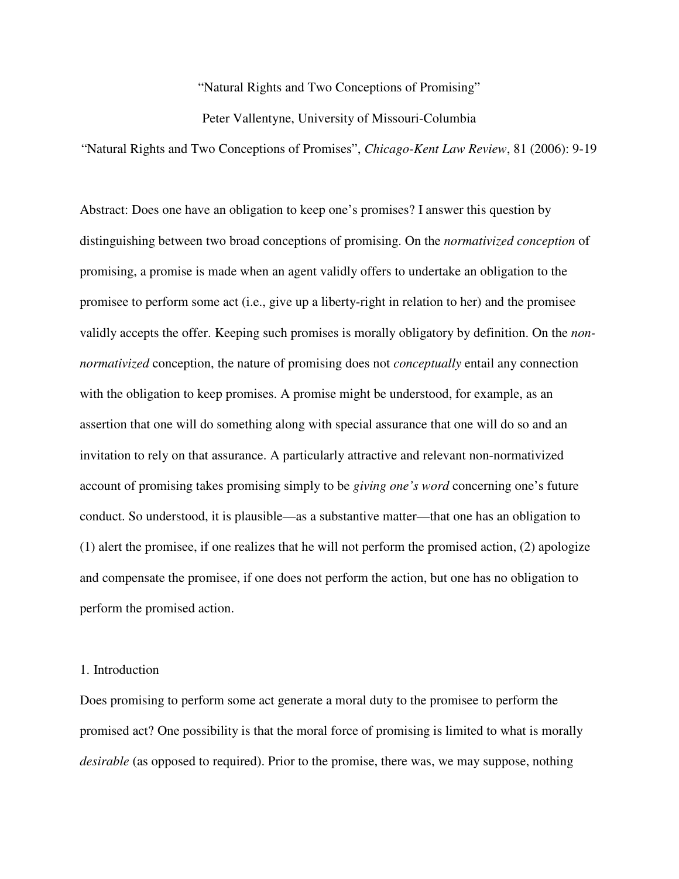# "Natural Rights and Two Conceptions of Promising"

Peter Vallentyne, University of Missouri-Columbia

"Natural Rights and Two Conceptions of Promises", *Chicago-Kent Law Review*, 81 (2006): 9-19

Abstract: Does one have an obligation to keep one's promises? I answer this question by distinguishing between two broad conceptions of promising. On the *normativized conception* of promising, a promise is made when an agent validly offers to undertake an obligation to the promisee to perform some act (i.e., give up a liberty-right in relation to her) and the promisee validly accepts the offer. Keeping such promises is morally obligatory by definition. On the *non-normativized* conception, the nature of promising does not *conceptually* entail any connection with the obligation to keep promises. A promise might be understood, for example, as an assertion that one will do something along with special assurance that one will do so and an invitation to rely on that assurance. A particularly attractive and relevant non-normativized account of promising takes promising simply to be *giving one's word* concerning one's future conduct. So understood, it is plausible—as a substantive matter—that one has an obligation to (1) alert the promisee, if one realizes that he will not perform the promised action, (2) apologize and compensate the promisee, if one does not perform the action, but one has no obligation to perform the promised action.

## 1. Introduction

Does promising to perform some act generate a moral duty to the promisee to perform the promised act? One possibility is that the moral force of promising is limited to what is morally *desirable* (as opposed to required). Prior to the promise, there was, we may suppose, nothing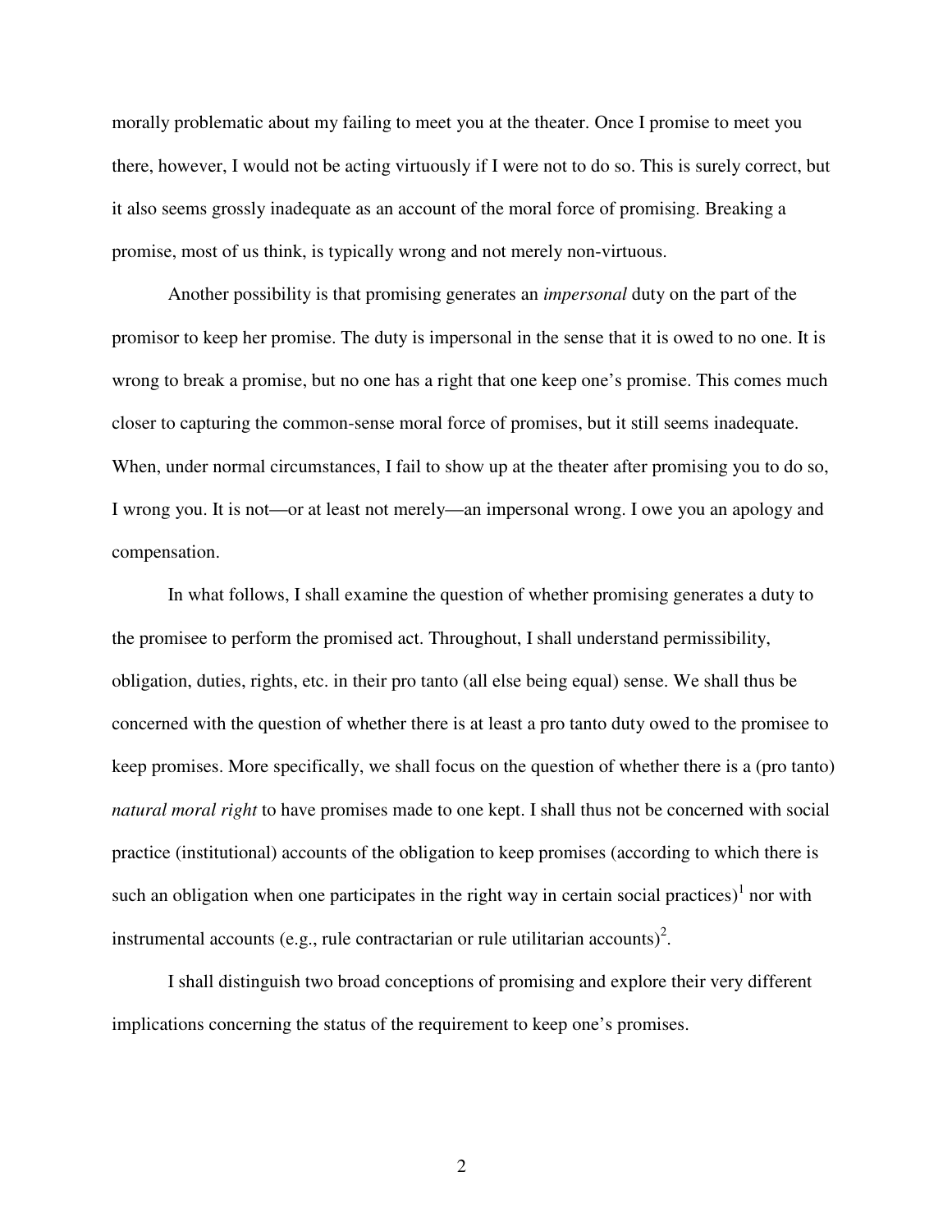morally problematic about my failing to meet you at the theater. Once I promise to meet you there, however, I would not be acting virtuously if I were not to do so. This is surely correct, but it also seems grossly inadequate as an account of the moral force of promising. Breaking a promise, most of us think, is typically wrong and not merely non-virtuous.

Another possibility is that promising generates an *impersonal* duty on the part of the promisor to keep her promise. The duty is impersonal in the sense that it is owed to no one. It is wrong to break a promise, but no one has a right that one keep one's promise. This comes much closer to capturing the common-sense moral force of promises, but it still seems inadequate. When, under normal circumstances, I fail to show up at the theater after promising you to do so, I wrong you. It is not—or at least not merely—an impersonal wrong. I owe you an apology and compensation.

In what follows, I shall examine the question of whether promising generates a duty to the promisee to perform the promised act. Throughout, I shall understand permissibility, obligation, duties, rights, etc. in their pro tanto (all else being equal) sense. We shall thus be concerned with the question of whether there is at least a pro tanto duty owed to the promisee to keep promises. More specifically, we shall focus on the question of whether there is a (pro tanto) *natural moral right* to have promises made to one kept. I shall thus not be concerned with social practice (institutional) accounts of the obligation to keep promises (according to which there is such an obligation when one participates in the right way in certain social practices)[1] nor with instrumental accounts (e.g., rule contractarian or rule utilitarian accounts)[2].

I shall distinguish two broad conceptions of promising and explore their very different implications concerning the status of the requirement to keep one's promises.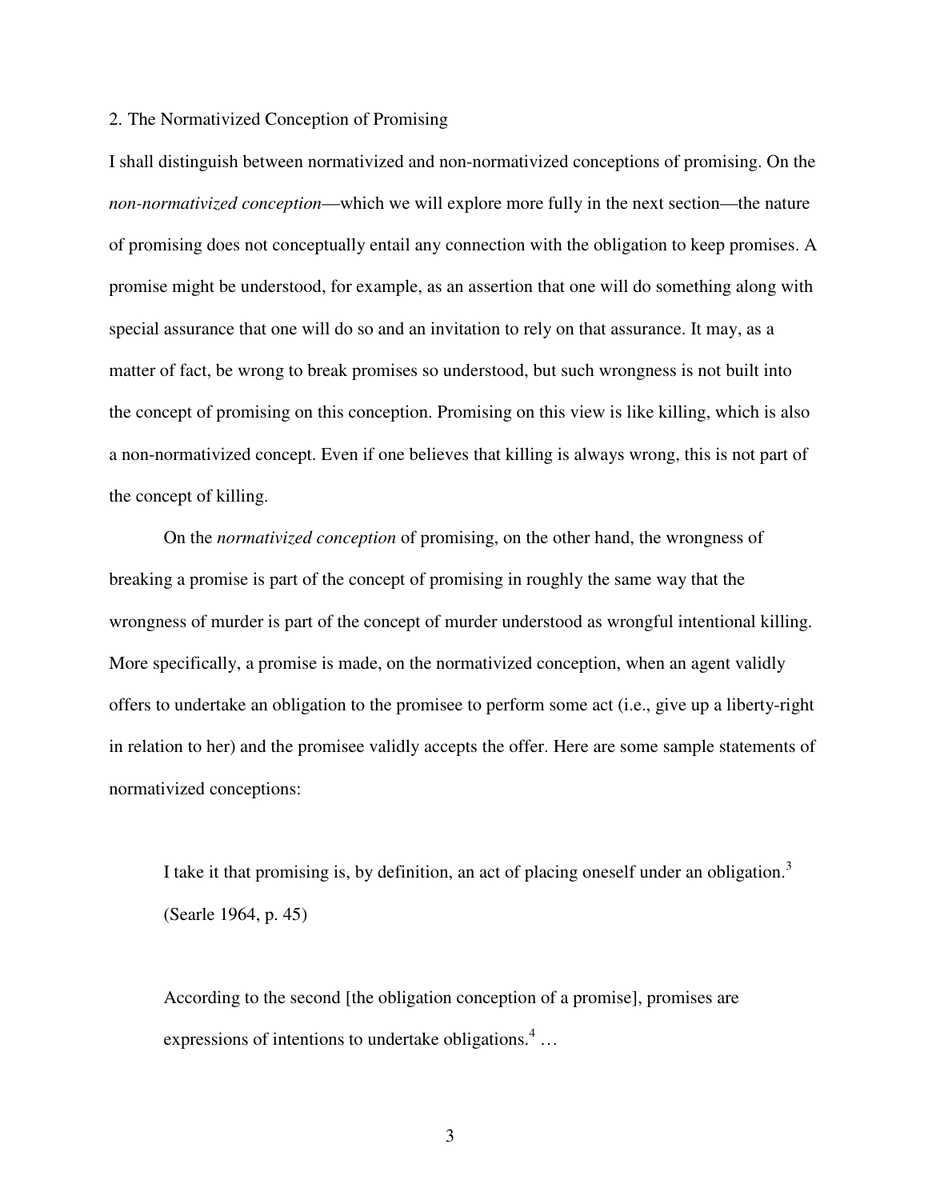## 2. The Normativized Conception of Promising

I shall distinguish between normativized and non-normativized conceptions of promising. On the *non-normativized conception*—which we will explore more fully in the next section—the nature of promising does not conceptually entail any connection with the obligation to keep promises. A promise might be understood, for example, as an assertion that one will do something along with special assurance that one will do so and an invitation to rely on that assurance. It may, as a matter of fact, be wrong to break promises so understood, but such wrongness is not built into the concept of promising on this conception. Promising on this view is like killing, which is also a non-normativized concept. Even if one believes that killing is always wrong, this is not part of the concept of killing.

On the *normativized conception* of promising, on the other hand, the wrongness of breaking a promise is part of the concept of promising in roughly the same way that the wrongness of murder is part of the concept of murder understood as wrongful intentional killing. More specifically, a promise is made, on the normativized conception, when an agent validly offers to undertake an obligation to the promisee to perform some act (i.e., give up a liberty-right in relation to her) and the promisee validly accepts the offer. Here are some sample statements of normativized conceptions:

> I take it that promising is, by definition, an act of placing oneself under an obligation.[3] (Searle 1964, p. 45)

> According to the second [the obligation conception of a promise], promises are expressions of intentions to undertake obligations.[4] …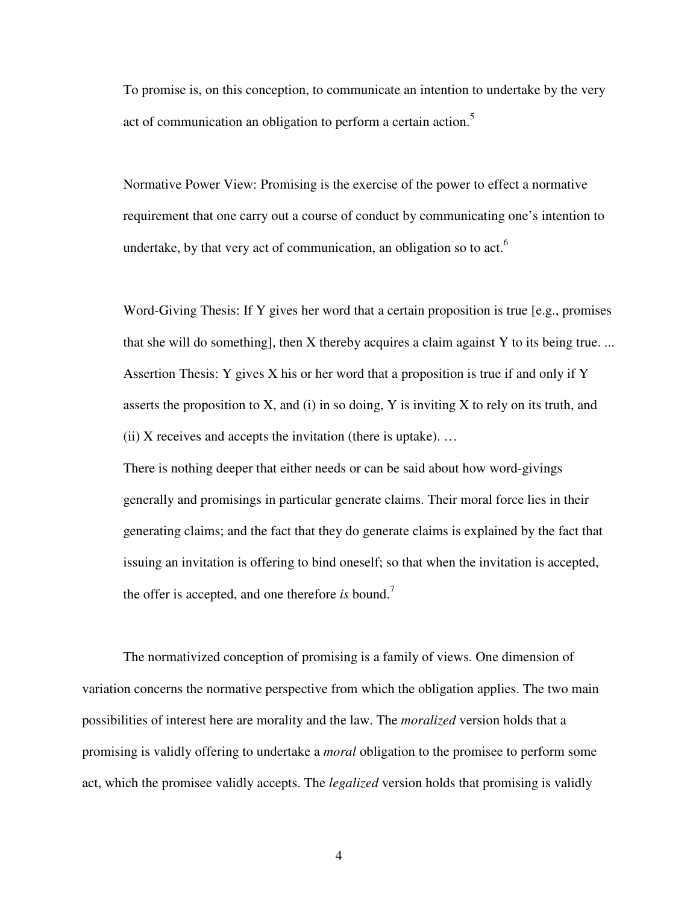> To promise is, on this conception, to communicate an intention to undertake by the very act of communication an obligation to perform a certain action.[5]

> Normative Power View: Promising is the exercise of the power to effect a normative requirement that one carry out a course of conduct by communicating one's intention to undertake, by that very act of communication, an obligation so to act.[6]

> Word-Giving Thesis: If Y gives her word that a certain proposition is true [e.g., promises that she will do something], then X thereby acquires a claim against Y to its being true. ...
> Assertion Thesis: Y gives X his or her word that a proposition is true if and only if Y asserts the proposition to X, and (i) in so doing, Y is inviting X to rely on its truth, and (ii) X receives and accepts the invitation (there is uptake). …
> There is nothing deeper that either needs or can be said about how word-givings generally and promisings in particular generate claims. Their moral force lies in their generating claims; and the fact that they do generate claims is explained by the fact that issuing an invitation is offering to bind oneself; so that when the invitation is accepted, the offer is accepted, and one therefore *is* bound.[7]

The normativized conception of promising is a family of views. One dimension of variation concerns the normative perspective from which the obligation applies. The two main possibilities of interest here are morality and the law. The *moralized* version holds that a promising is validly offering to undertake a *moral* obligation to the promisee to perform some act, which the promisee validly accepts. The *legalized* version holds that promising is validly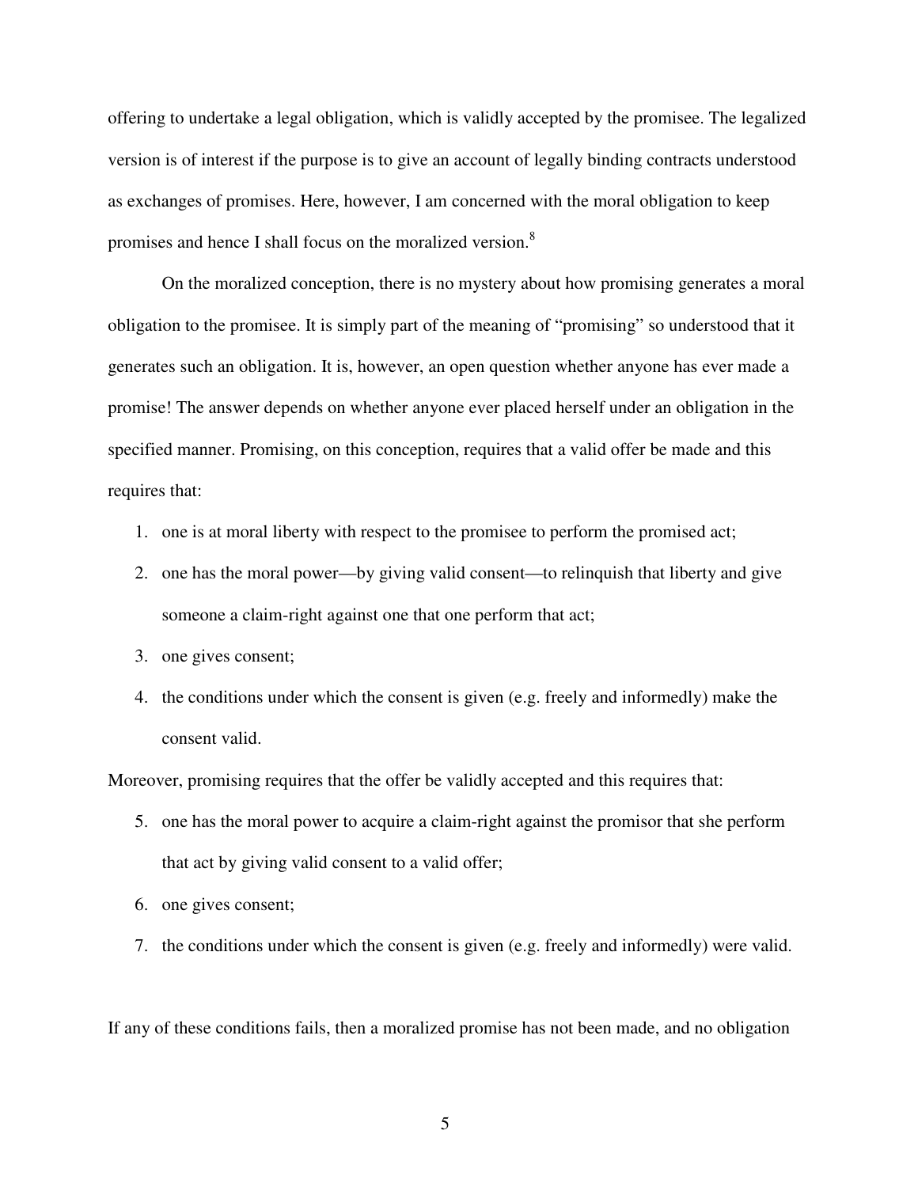offering to undertake a legal obligation, which is validly accepted by the promisee. The legalized version is of interest if the purpose is to give an account of legally binding contracts understood as exchanges of promises. Here, however, I am concerned with the moral obligation to keep promises and hence I shall focus on the moralized version.[8]

On the moralized conception, there is no mystery about how promising generates a moral obligation to the promisee. It is simply part of the meaning of "promising" so understood that it generates such an obligation. It is, however, an open question whether anyone has ever made a promise! The answer depends on whether anyone ever placed herself under an obligation in the specified manner. Promising, on this conception, requires that a valid offer be made and this requires that:

1. one is at moral liberty with respect to the promisee to perform the promised act;
2. one has the moral power—by giving valid consent—to relinquish that liberty and give someone a claim-right against one that one perform that act;
3. one gives consent;
4. the conditions under which the consent is given (e.g. freely and informedly) make the consent valid.

Moreover, promising requires that the offer be validly accepted and this requires that:

5. one has the moral power to acquire a claim-right against the promisor that she perform that act by giving valid consent to a valid offer;
6. one gives consent;
7. the conditions under which the consent is given (e.g. freely and informedly) were valid.

If any of these conditions fails, then a moralized promise has not been made, and no obligation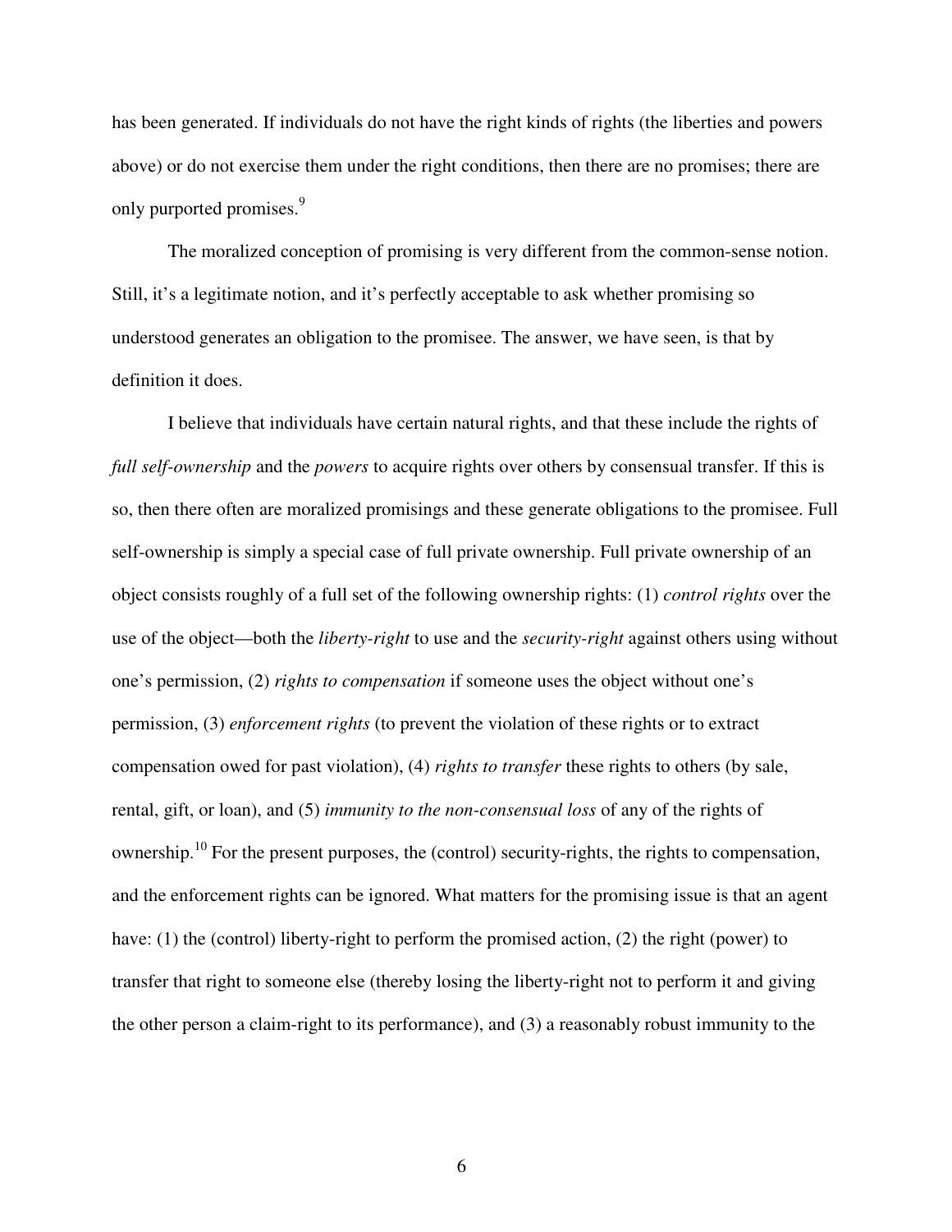has been generated. If individuals do not have the right kinds of rights (the liberties and powers above) or do not exercise them under the right conditions, then there are no promises; there are only purported promises.[9]

The moralized conception of promising is very different from the common-sense notion. Still, it's a legitimate notion, and it's perfectly acceptable to ask whether promising so understood generates an obligation to the promisee. The answer, we have seen, is that by definition it does.

I believe that individuals have certain natural rights, and that these include the rights of *full self-ownership* and the *powers* to acquire rights over others by consensual transfer. If this is so, then there often are moralized promisings and these generate obligations to the promisee. Full self-ownership is simply a special case of full private ownership. Full private ownership of an object consists roughly of a full set of the following ownership rights: (1) *control rights* over the use of the object—both the *liberty-right* to use and the *security-right* against others using without one's permission, (2) *rights to compensation* if someone uses the object without one's permission, (3) *enforcement rights* (to prevent the violation of these rights or to extract compensation owed for past violation), (4) *rights to transfer* these rights to others (by sale, rental, gift, or loan), and (5) *immunity to the non-consensual loss* of any of the rights of ownership.[10] For the present purposes, the (control) security-rights, the rights to compensation, and the enforcement rights can be ignored. What matters for the promising issue is that an agent have: (1) the (control) liberty-right to perform the promised action, (2) the right (power) to transfer that right to someone else (thereby losing the liberty-right not to perform it and giving the other person a claim-right to its performance), and (3) a reasonably robust immunity to the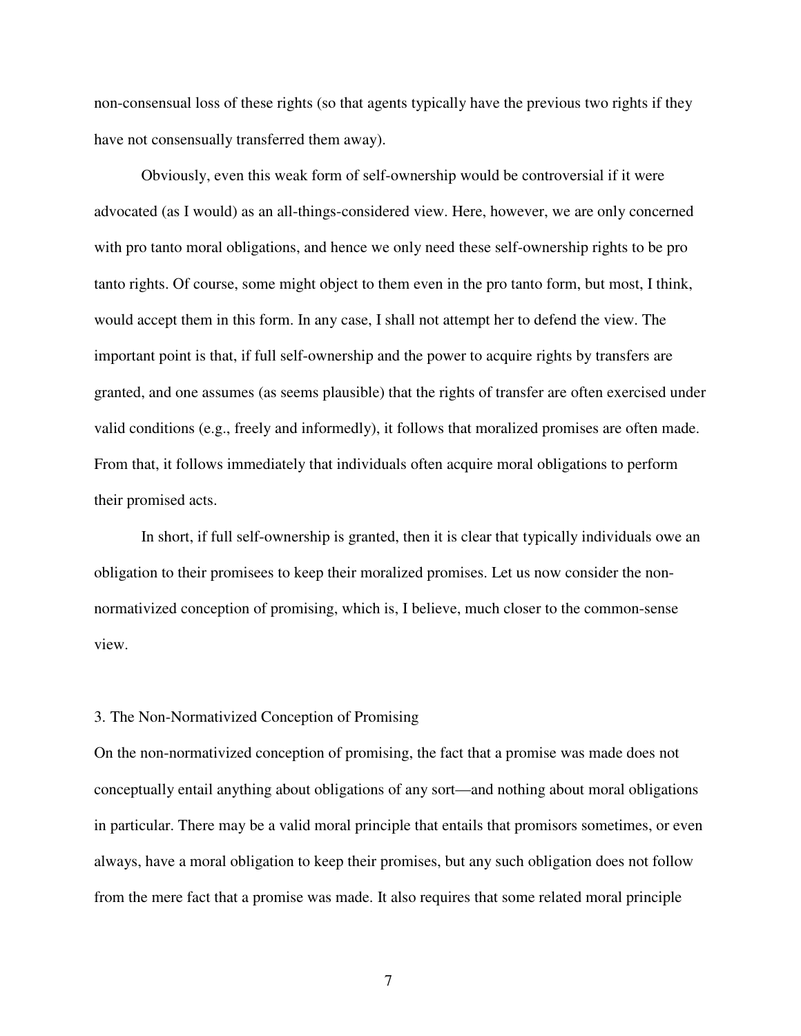non-consensual loss of these rights (so that agents typically have the previous two rights if they have not consensually transferred them away).

Obviously, even this weak form of self-ownership would be controversial if it were advocated (as I would) as an all-things-considered view. Here, however, we are only concerned with pro tanto moral obligations, and hence we only need these self-ownership rights to be pro tanto rights. Of course, some might object to them even in the pro tanto form, but most, I think, would accept them in this form. In any case, I shall not attempt her to defend the view. The important point is that, if full self-ownership and the power to acquire rights by transfers are granted, and one assumes (as seems plausible) that the rights of transfer are often exercised under valid conditions (e.g., freely and informedly), it follows that moralized promises are often made. From that, it follows immediately that individuals often acquire moral obligations to perform their promised acts.

In short, if full self-ownership is granted, then it is clear that typically individuals owe an obligation to their promisees to keep their moralized promises. Let us now consider the non-normativized conception of promising, which is, I believe, much closer to the common-sense view.

## 3. The Non-Normativized Conception of Promising

On the non-normativized conception of promising, the fact that a promise was made does not conceptually entail anything about obligations of any sort—and nothing about moral obligations in particular. There may be a valid moral principle that entails that promisors sometimes, or even always, have a moral obligation to keep their promises, but any such obligation does not follow from the mere fact that a promise was made. It also requires that some related moral principle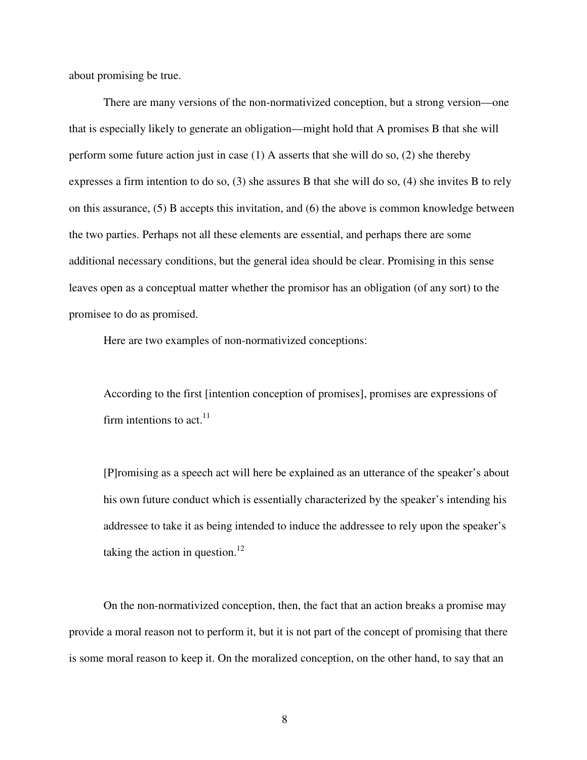about promising be true.

There are many versions of the non-normativized conception, but a strong version—one that is especially likely to generate an obligation—might hold that A promises B that she will perform some future action just in case (1) A asserts that she will do so, (2) she thereby expresses a firm intention to do so, (3) she assures B that she will do so, (4) she invites B to rely on this assurance, (5) B accepts this invitation, and (6) the above is common knowledge between the two parties. Perhaps not all these elements are essential, and perhaps there are some additional necessary conditions, but the general idea should be clear. Promising in this sense leaves open as a conceptual matter whether the promisor has an obligation (of any sort) to the promisee to do as promised.

Here are two examples of non-normativized conceptions:

> According to the first [intention conception of promises], promises are expressions of firm intentions to act.[11]

> [P]romising as a speech act will here be explained as an utterance of the speaker's about his own future conduct which is essentially characterized by the speaker's intending his addressee to take it as being intended to induce the addressee to rely upon the speaker's taking the action in question.[12]

On the non-normativized conception, then, the fact that an action breaks a promise may provide a moral reason not to perform it, but it is not part of the concept of promising that there is some moral reason to keep it. On the moralized conception, on the other hand, to say that an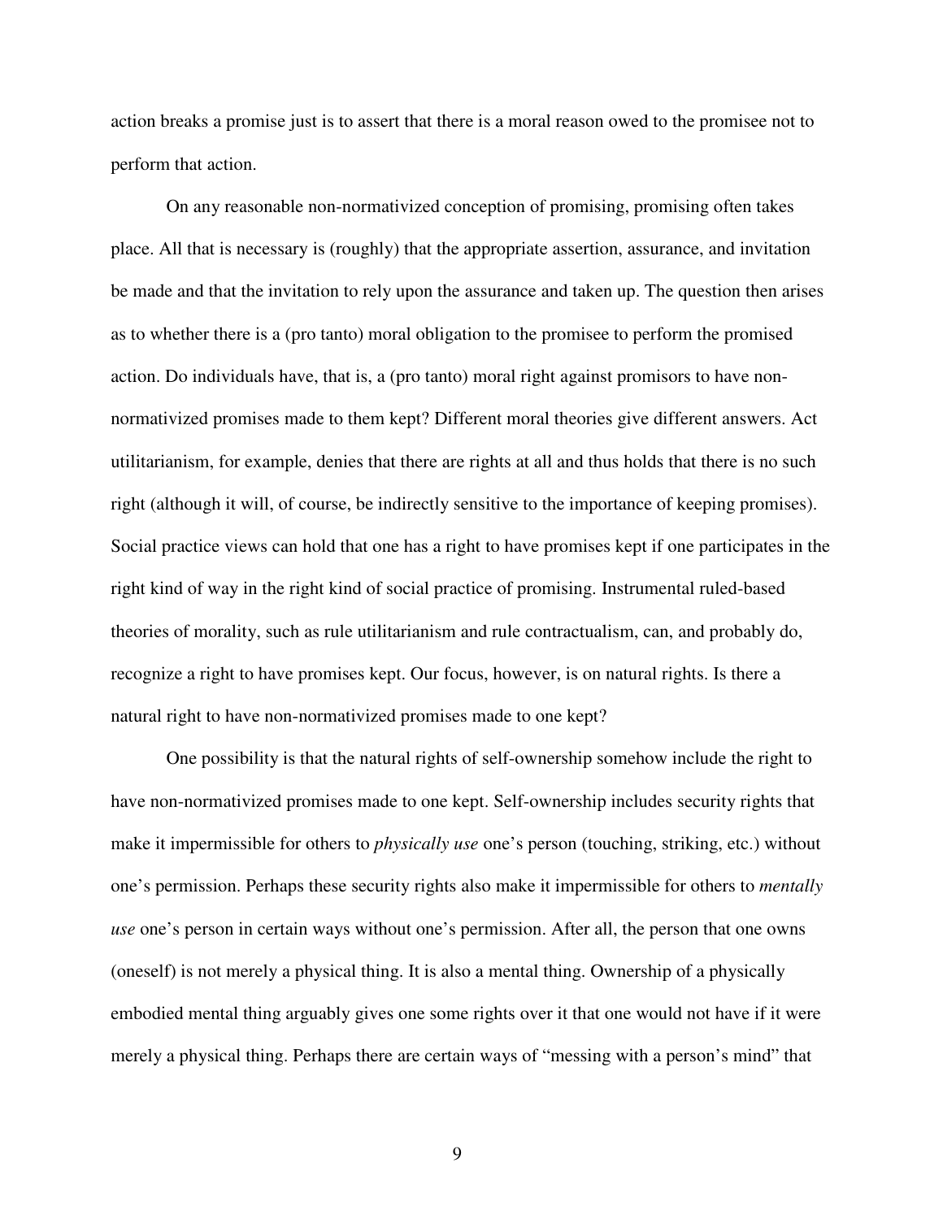action breaks a promise just is to assert that there is a moral reason owed to the promisee not to perform that action.

On any reasonable non-normativized conception of promising, promising often takes place. All that is necessary is (roughly) that the appropriate assertion, assurance, and invitation be made and that the invitation to rely upon the assurance and taken up. The question then arises as to whether there is a (pro tanto) moral obligation to the promisee to perform the promised action. Do individuals have, that is, a (pro tanto) moral right against promisors to have non-normativized promises made to them kept? Different moral theories give different answers. Act utilitarianism, for example, denies that there are rights at all and thus holds that there is no such right (although it will, of course, be indirectly sensitive to the importance of keeping promises). Social practice views can hold that one has a right to have promises kept if one participates in the right kind of way in the right kind of social practice of promising. Instrumental ruled-based theories of morality, such as rule utilitarianism and rule contractualism, can, and probably do, recognize a right to have promises kept. Our focus, however, is on natural rights. Is there a natural right to have non-normativized promises made to one kept?

One possibility is that the natural rights of self-ownership somehow include the right to have non-normativized promises made to one kept. Self-ownership includes security rights that make it impermissible for others to *physically use* one's person (touching, striking, etc.) without one's permission. Perhaps these security rights also make it impermissible for others to *mentally use* one's person in certain ways without one's permission. After all, the person that one owns (oneself) is not merely a physical thing. It is also a mental thing. Ownership of a physically embodied mental thing arguably gives one some rights over it that one would not have if it were merely a physical thing. Perhaps there are certain ways of "messing with a person's mind" that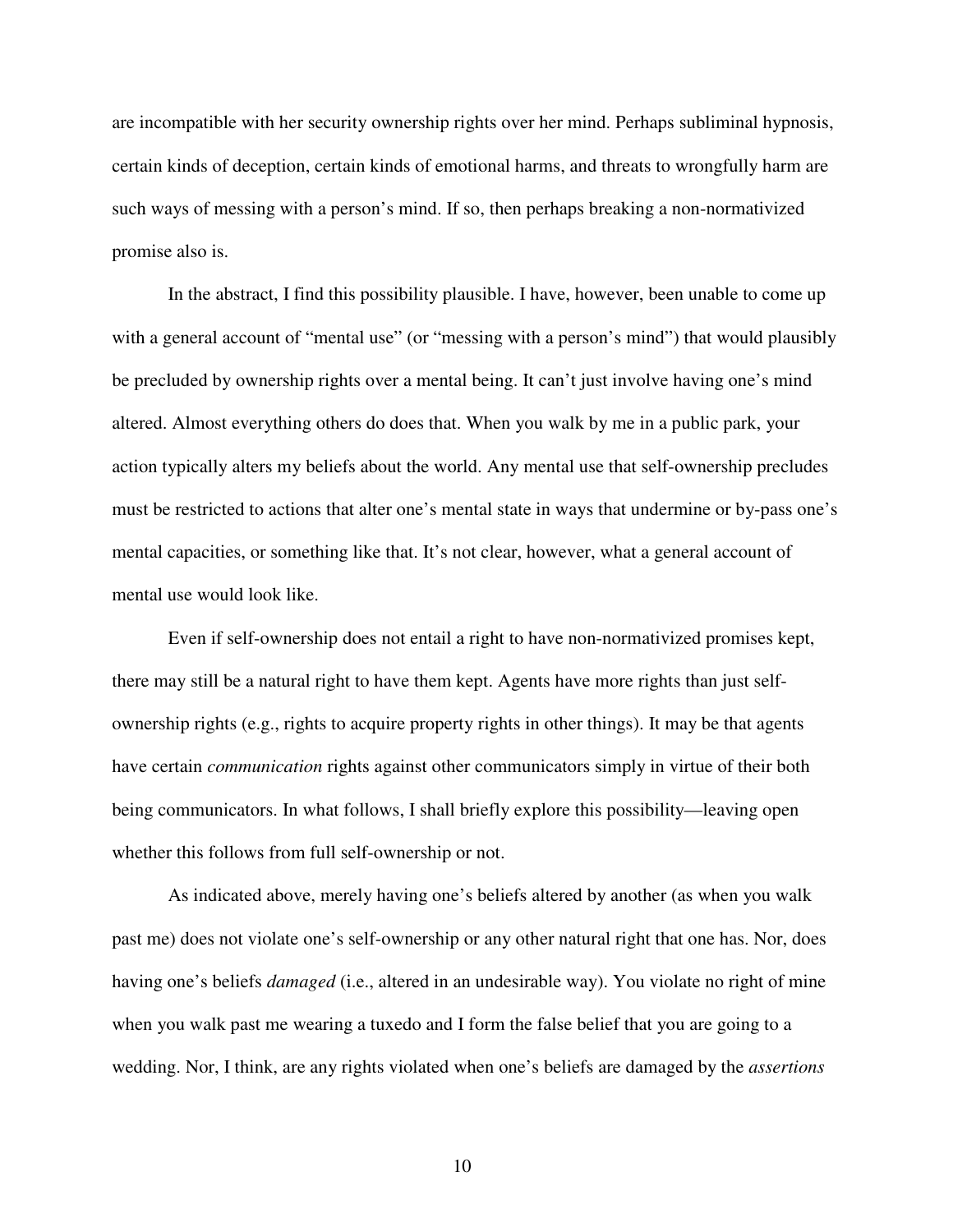are incompatible with her security ownership rights over her mind. Perhaps subliminal hypnosis, certain kinds of deception, certain kinds of emotional harms, and threats to wrongfully harm are such ways of messing with a person's mind. If so, then perhaps breaking a non-normativized promise also is.

In the abstract, I find this possibility plausible. I have, however, been unable to come up with a general account of "mental use" (or "messing with a person's mind") that would plausibly be precluded by ownership rights over a mental being. It can't just involve having one's mind altered. Almost everything others do does that. When you walk by me in a public park, your action typically alters my beliefs about the world. Any mental use that self-ownership precludes must be restricted to actions that alter one's mental state in ways that undermine or by-pass one's mental capacities, or something like that. It's not clear, however, what a general account of mental use would look like.

Even if self-ownership does not entail a right to have non-normativized promises kept, there may still be a natural right to have them kept. Agents have more rights than just self-ownership rights (e.g., rights to acquire property rights in other things). It may be that agents have certain *communication* rights against other communicators simply in virtue of their both being communicators. In what follows, I shall briefly explore this possibility—leaving open whether this follows from full self-ownership or not.

As indicated above, merely having one's beliefs altered by another (as when you walk past me) does not violate one's self-ownership or any other natural right that one has. Nor, does having one's beliefs *damaged* (i.e., altered in an undesirable way). You violate no right of mine when you walk past me wearing a tuxedo and I form the false belief that you are going to a wedding. Nor, I think, are any rights violated when one's beliefs are damaged by the *assertions*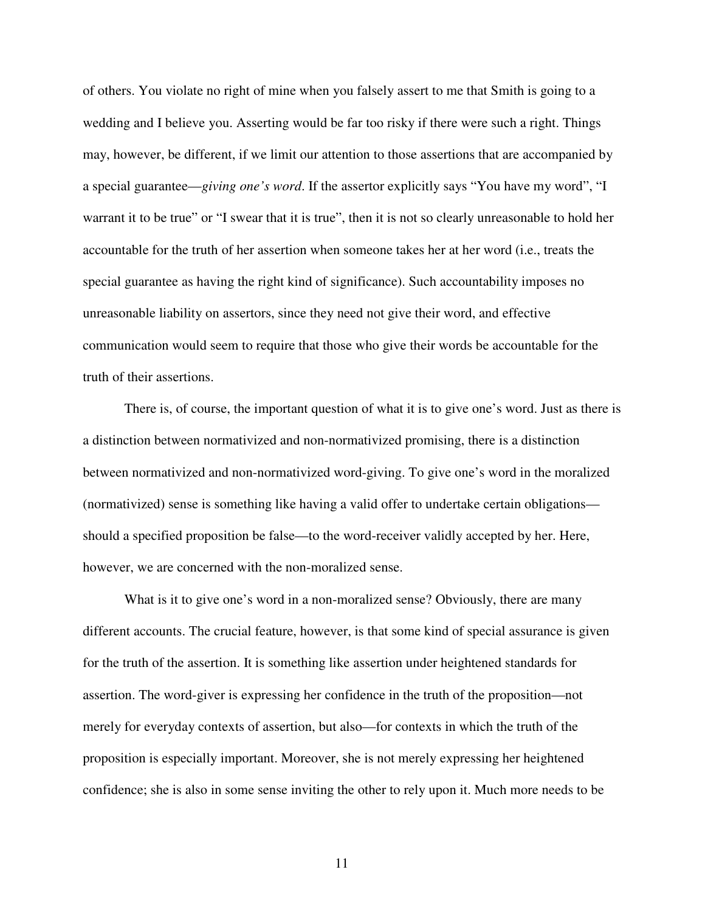of others. You violate no right of mine when you falsely assert to me that Smith is going to a wedding and I believe you. Asserting would be far too risky if there were such a right. Things may, however, be different, if we limit our attention to those assertions that are accompanied by a special guarantee—*giving one's word*. If the assertor explicitly says "You have my word", "I warrant it to be true" or "I swear that it is true", then it is not so clearly unreasonable to hold her accountable for the truth of her assertion when someone takes her at her word (i.e., treats the special guarantee as having the right kind of significance). Such accountability imposes no unreasonable liability on assertors, since they need not give their word, and effective communication would seem to require that those who give their words be accountable for the truth of their assertions.

There is, of course, the important question of what it is to give one's word. Just as there is a distinction between normativized and non-normativized promising, there is a distinction between normativized and non-normativized word-giving. To give one's word in the moralized (normativized) sense is something like having a valid offer to undertake certain obligations—should a specified proposition be false—to the word-receiver validly accepted by her. Here, however, we are concerned with the non-moralized sense.

What is it to give one's word in a non-moralized sense? Obviously, there are many different accounts. The crucial feature, however, is that some kind of special assurance is given for the truth of the assertion. It is something like assertion under heightened standards for assertion. The word-giver is expressing her confidence in the truth of the proposition—not merely for everyday contexts of assertion, but also—for contexts in which the truth of the proposition is especially important. Moreover, she is not merely expressing her heightened confidence; she is also in some sense inviting the other to rely upon it. Much more needs to be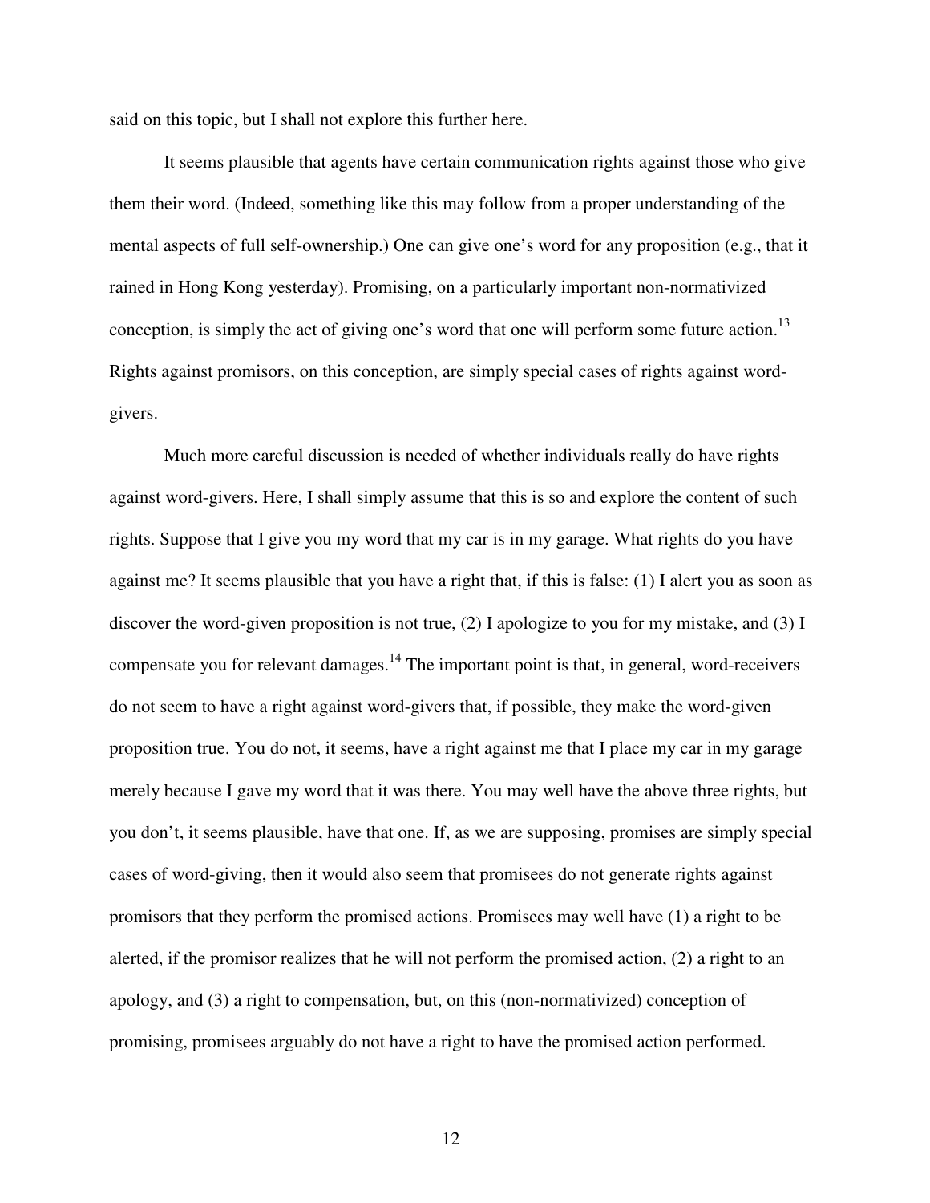said on this topic, but I shall not explore this further here.

It seems plausible that agents have certain communication rights against those who give them their word. (Indeed, something like this may follow from a proper understanding of the mental aspects of full self-ownership.) One can give one's word for any proposition (e.g., that it rained in Hong Kong yesterday). Promising, on a particularly important non-normativized conception, is simply the act of giving one's word that one will perform some future action.[13] Rights against promisors, on this conception, are simply special cases of rights against word-givers.

Much more careful discussion is needed of whether individuals really do have rights against word-givers. Here, I shall simply assume that this is so and explore the content of such rights. Suppose that I give you my word that my car is in my garage. What rights do you have against me? It seems plausible that you have a right that, if this is false: (1) I alert you as soon as discover the word-given proposition is not true, (2) I apologize to you for my mistake, and (3) I compensate you for relevant damages.[14] The important point is that, in general, word-receivers do not seem to have a right against word-givers that, if possible, they make the word-given proposition true. You do not, it seems, have a right against me that I place my car in my garage merely because I gave my word that it was there. You may well have the above three rights, but you don't, it seems plausible, have that one. If, as we are supposing, promises are simply special cases of word-giving, then it would also seem that promisees do not generate rights against promisors that they perform the promised actions. Promisees may well have (1) a right to be alerted, if the promisor realizes that he will not perform the promised action, (2) a right to an apology, and (3) a right to compensation, but, on this (non-normativized) conception of promising, promisees arguably do not have a right to have the promised action performed.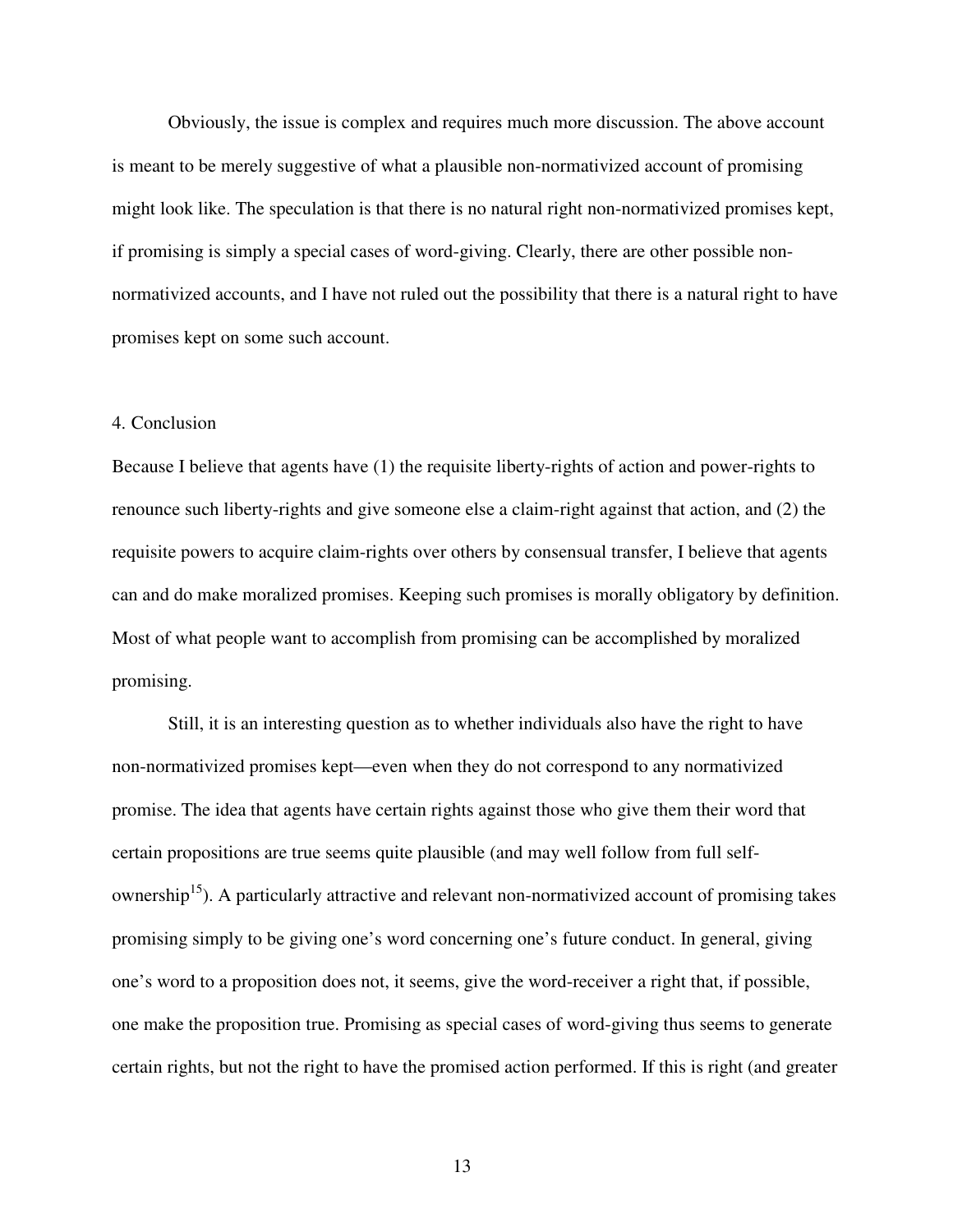Obviously, the issue is complex and requires much more discussion. The above account is meant to be merely suggestive of what a plausible non-normativized account of promising might look like. The speculation is that there is no natural right non-normativized promises kept, if promising is simply a special cases of word-giving. Clearly, there are other possible non-normativized accounts, and I have not ruled out the possibility that there is a natural right to have promises kept on some such account.

## 4. Conclusion

Because I believe that agents have (1) the requisite liberty-rights of action and power-rights to renounce such liberty-rights and give someone else a claim-right against that action, and (2) the requisite powers to acquire claim-rights over others by consensual transfer, I believe that agents can and do make moralized promises. Keeping such promises is morally obligatory by definition. Most of what people want to accomplish from promising can be accomplished by moralized promising.

Still, it is an interesting question as to whether individuals also have the right to have non-normativized promises kept—even when they do not correspond to any normativized promise. The idea that agents have certain rights against those who give them their word that certain propositions are true seems quite plausible (and may well follow from full self-ownership[15]). A particularly attractive and relevant non-normativized account of promising takes promising simply to be giving one's word concerning one's future conduct. In general, giving one's word to a proposition does not, it seems, give the word-receiver a right that, if possible, one make the proposition true. Promising as special cases of word-giving thus seems to generate certain rights, but not the right to have the promised action performed. If this is right (and greater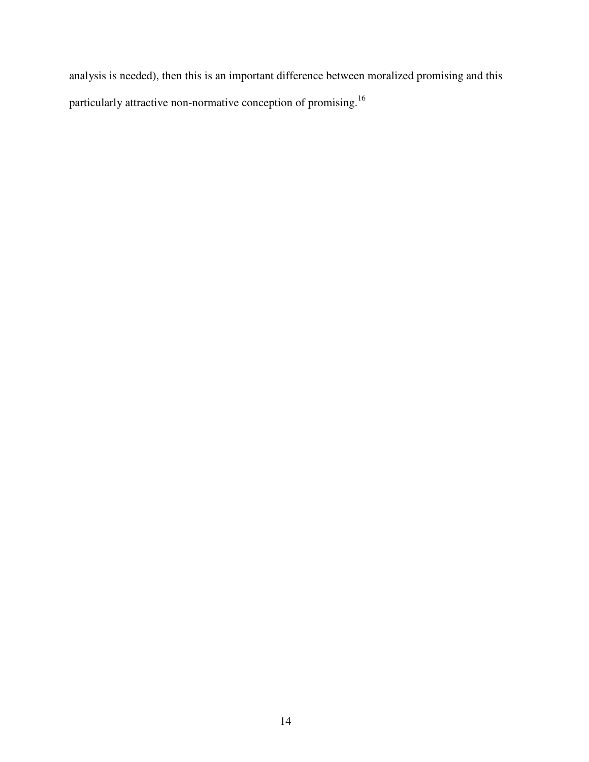analysis is needed), then this is an important difference between moralized promising and this particularly attractive non-normative conception of promising.[16]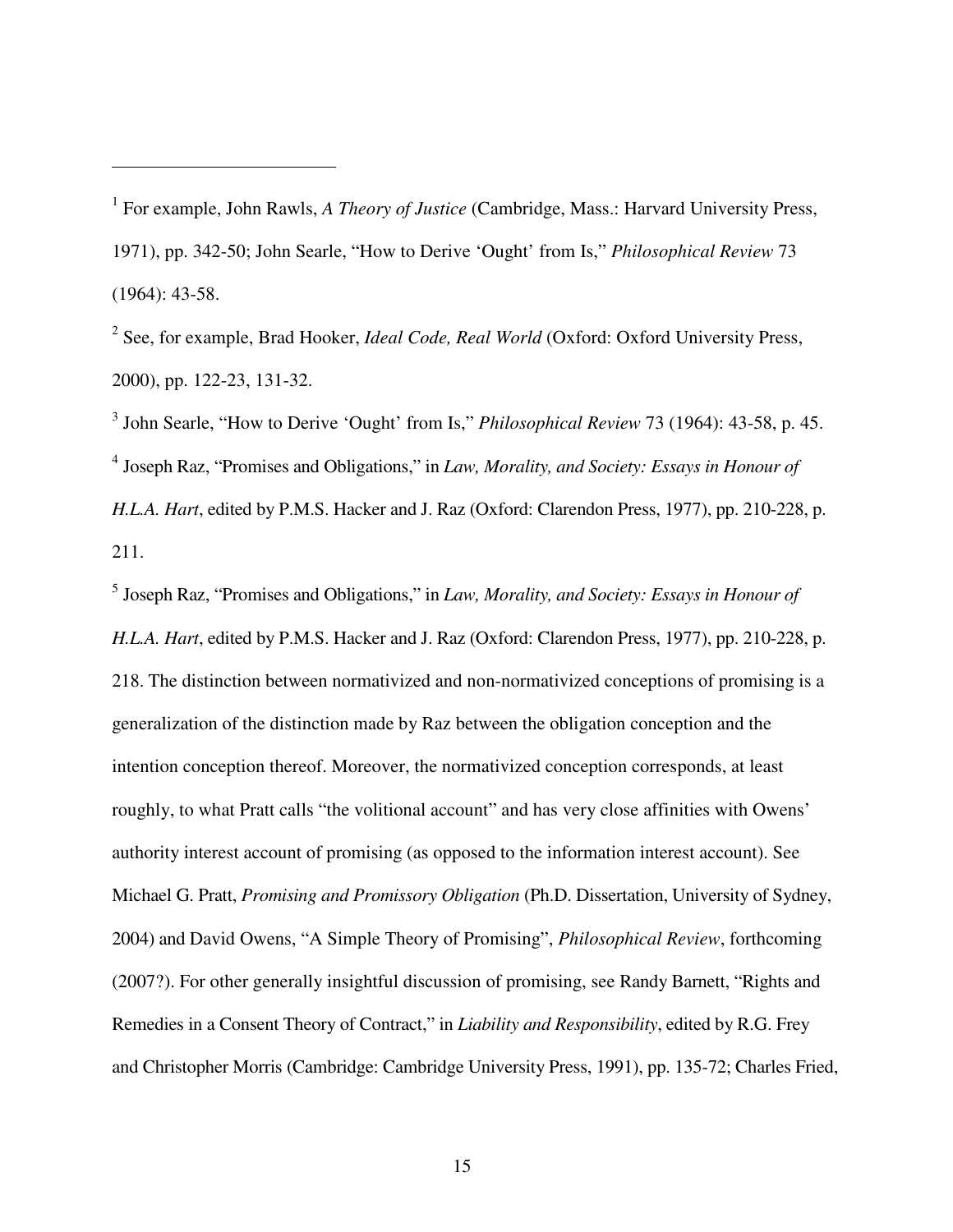[1] For example, John Rawls, *A Theory of Justice* (Cambridge, Mass.: Harvard University Press, 1971), pp. 342-50; John Searle, "How to Derive 'Ought' from Is," *Philosophical Review* 73 (1964): 43-58.

[2] See, for example, Brad Hooker, *Ideal Code, Real World* (Oxford: Oxford University Press, 2000), pp. 122-23, 131-32.

[3] John Searle, "How to Derive 'Ought' from Is," *Philosophical Review* 73 (1964): 43-58, p. 45.

[4] Joseph Raz, "Promises and Obligations," in *Law, Morality, and Society: Essays in Honour of H.L.A. Hart*, edited by P.M.S. Hacker and J. Raz (Oxford: Clarendon Press, 1977), pp. 210-228, p. 211.

[5] Joseph Raz, "Promises and Obligations," in *Law, Morality, and Society: Essays in Honour of H.L.A. Hart*, edited by P.M.S. Hacker and J. Raz (Oxford: Clarendon Press, 1977), pp. 210-228, p. 218. The distinction between normativized and non-normativized conceptions of promising is a generalization of the distinction made by Raz between the obligation conception and the intention conception thereof. Moreover, the normativized conception corresponds, at least roughly, to what Pratt calls "the volitional account" and has very close affinities with Owens' authority interest account of promising (as opposed to the information interest account). See Michael G. Pratt, *Promising and Promissory Obligation* (Ph.D. Dissertation, University of Sydney, 2004) and David Owens, "A Simple Theory of Promising", *Philosophical Review*, forthcoming (2007?). For other generally insightful discussion of promising, see Randy Barnett, "Rights and Remedies in a Consent Theory of Contract," in *Liability and Responsibility*, edited by R.G. Frey and Christopher Morris (Cambridge: Cambridge University Press, 1991), pp. 135-72; Charles Fried,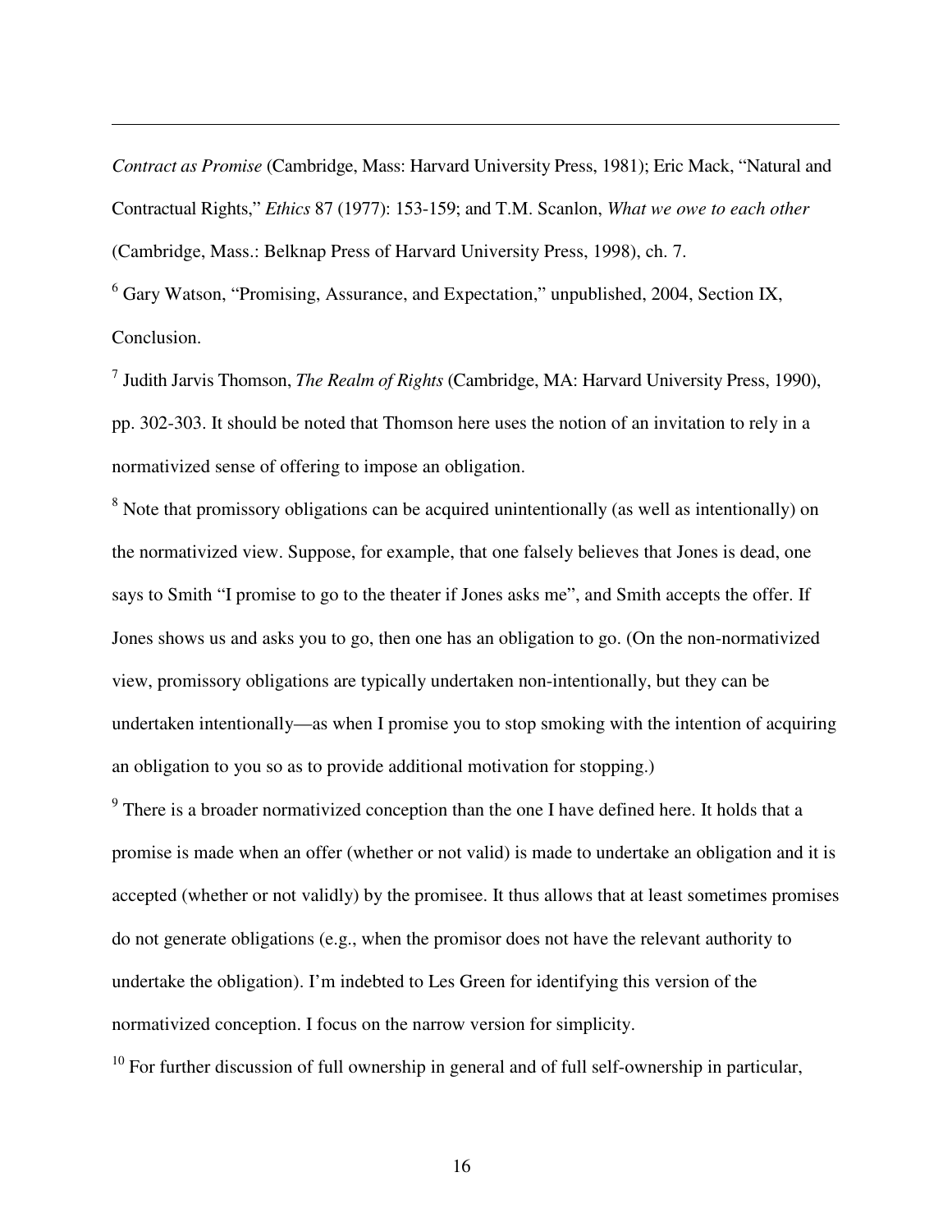*Contract as Promise* (Cambridge, Mass: Harvard University Press, 1981); Eric Mack, "Natural and Contractual Rights," *Ethics* 87 (1977): 153-159; and T.M. Scanlon, *What we owe to each other* (Cambridge, Mass.: Belknap Press of Harvard University Press, 1998), ch. 7.

[6] Gary Watson, "Promising, Assurance, and Expectation," unpublished, 2004, Section IX, Conclusion.

[7] Judith Jarvis Thomson, *The Realm of Rights* (Cambridge, MA: Harvard University Press, 1990), pp. 302-303. It should be noted that Thomson here uses the notion of an invitation to rely in a normativized sense of offering to impose an obligation.

[8] Note that promissory obligations can be acquired unintentionally (as well as intentionally) on the normativized view. Suppose, for example, that one falsely believes that Jones is dead, one says to Smith "I promise to go to the theater if Jones asks me", and Smith accepts the offer. If Jones shows us and asks you to go, then one has an obligation to go. (On the non-normativized view, promissory obligations are typically undertaken non-intentionally, but they can be undertaken intentionally—as when I promise you to stop smoking with the intention of acquiring an obligation to you so as to provide additional motivation for stopping.)

[9] There is a broader normativized conception than the one I have defined here. It holds that a promise is made when an offer (whether or not valid) is made to undertake an obligation and it is accepted (whether or not validly) by the promisee. It thus allows that at least sometimes promises do not generate obligations (e.g., when the promisor does not have the relevant authority to undertake the obligation). I'm indebted to Les Green for identifying this version of the normativized conception. I focus on the narrow version for simplicity.

[10] For further discussion of full ownership in general and of full self-ownership in particular,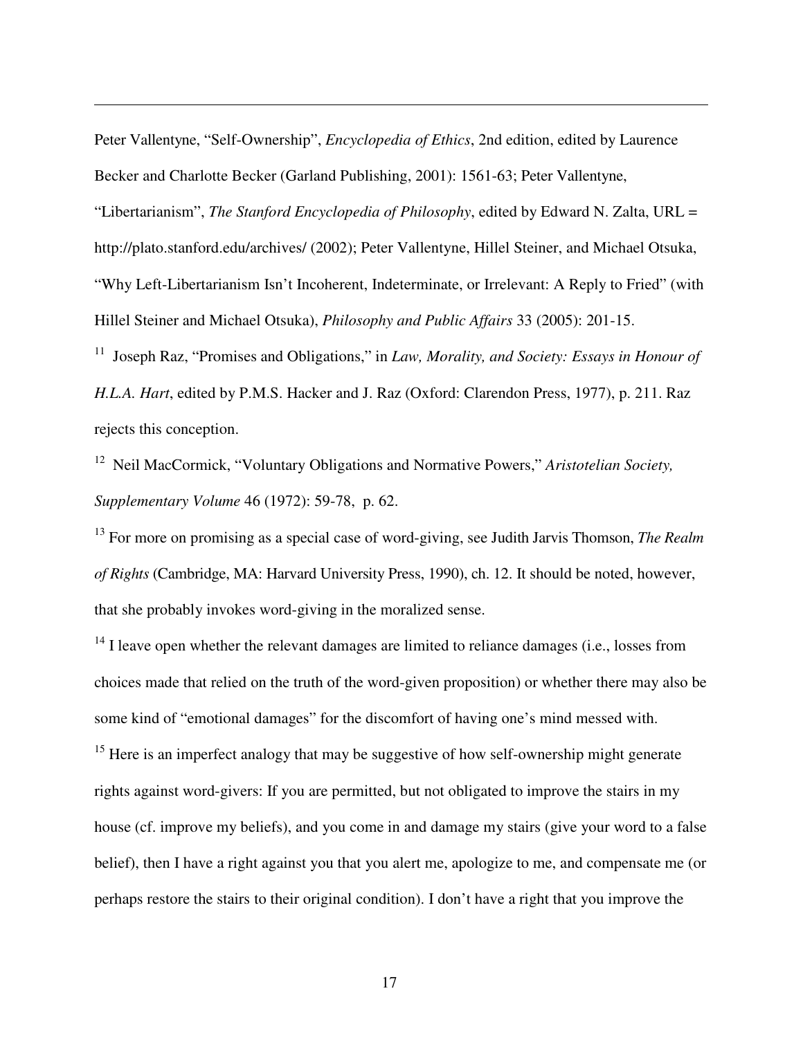Peter Vallentyne, “Self-Ownership”, *Encyclopedia of Ethics*, 2nd edition, edited by Laurence Becker and Charlotte Becker (Garland Publishing, 2001): 1561-63; Peter Vallentyne, “Libertarianism”, *The Stanford Encyclopedia of Philosophy*, edited by Edward N. Zalta, URL = http://plato.stanford.edu/archives/ (2002); Peter Vallentyne, Hillel Steiner, and Michael Otsuka, “Why Left-Libertarianism Isn’t Incoherent, Indeterminate, or Irrelevant: A Reply to Fried” (with Hillel Steiner and Michael Otsuka), *Philosophy and Public Affairs* 33 (2005): 201-15.

[11] Joseph Raz, “Promises and Obligations,” in *Law, Morality, and Society: Essays in Honour of H.L.A. Hart*, edited by P.M.S. Hacker and J. Raz (Oxford: Clarendon Press, 1977), p. 211. Raz rejects this conception.

[12] Neil MacCormick, “Voluntary Obligations and Normative Powers,” *Aristotelian Society, Supplementary Volume* 46 (1972): 59-78, p. 62.

[13] For more on promising as a special case of word-giving, see Judith Jarvis Thomson, *The Realm of Rights* (Cambridge, MA: Harvard University Press, 1990), ch. 12. It should be noted, however, that she probably invokes word-giving in the moralized sense.

[14] I leave open whether the relevant damages are limited to reliance damages (i.e., losses from choices made that relied on the truth of the word-given proposition) or whether there may also be some kind of “emotional damages” for the discomfort of having one’s mind messed with.

[15] Here is an imperfect analogy that may be suggestive of how self-ownership might generate rights against word-givers: If you are permitted, but not obligated to improve the stairs in my house (cf. improve my beliefs), and you come in and damage my stairs (give your word to a false belief), then I have a right against you that you alert me, apologize to me, and compensate me (or perhaps restore the stairs to their original condition). I don’t have a right that you improve the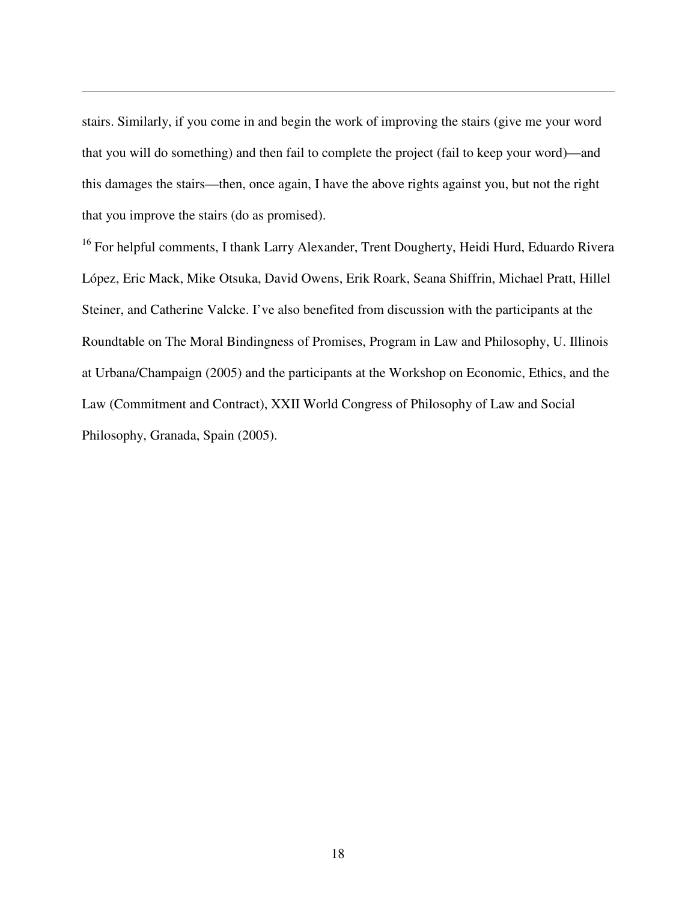stairs. Similarly, if you come in and begin the work of improving the stairs (give me your word that you will do something) and then fail to complete the project (fail to keep your word)—and this damages the stairs—then, once again, I have the above rights against you, but not the right that you improve the stairs (do as promised).

[16] For helpful comments, I thank Larry Alexander, Trent Dougherty, Heidi Hurd, Eduardo Rivera López, Eric Mack, Mike Otsuka, David Owens, Erik Roark, Seana Shiffrin, Michael Pratt, Hillel Steiner, and Catherine Valcke. I've also benefited from discussion with the participants at the Roundtable on The Moral Bindingness of Promises, Program in Law and Philosophy, U. Illinois at Urbana/Champaign (2005) and the participants at the Workshop on Economic, Ethics, and the Law (Commitment and Contract), XXII World Congress of Philosophy of Law and Social Philosophy, Granada, Spain (2005).